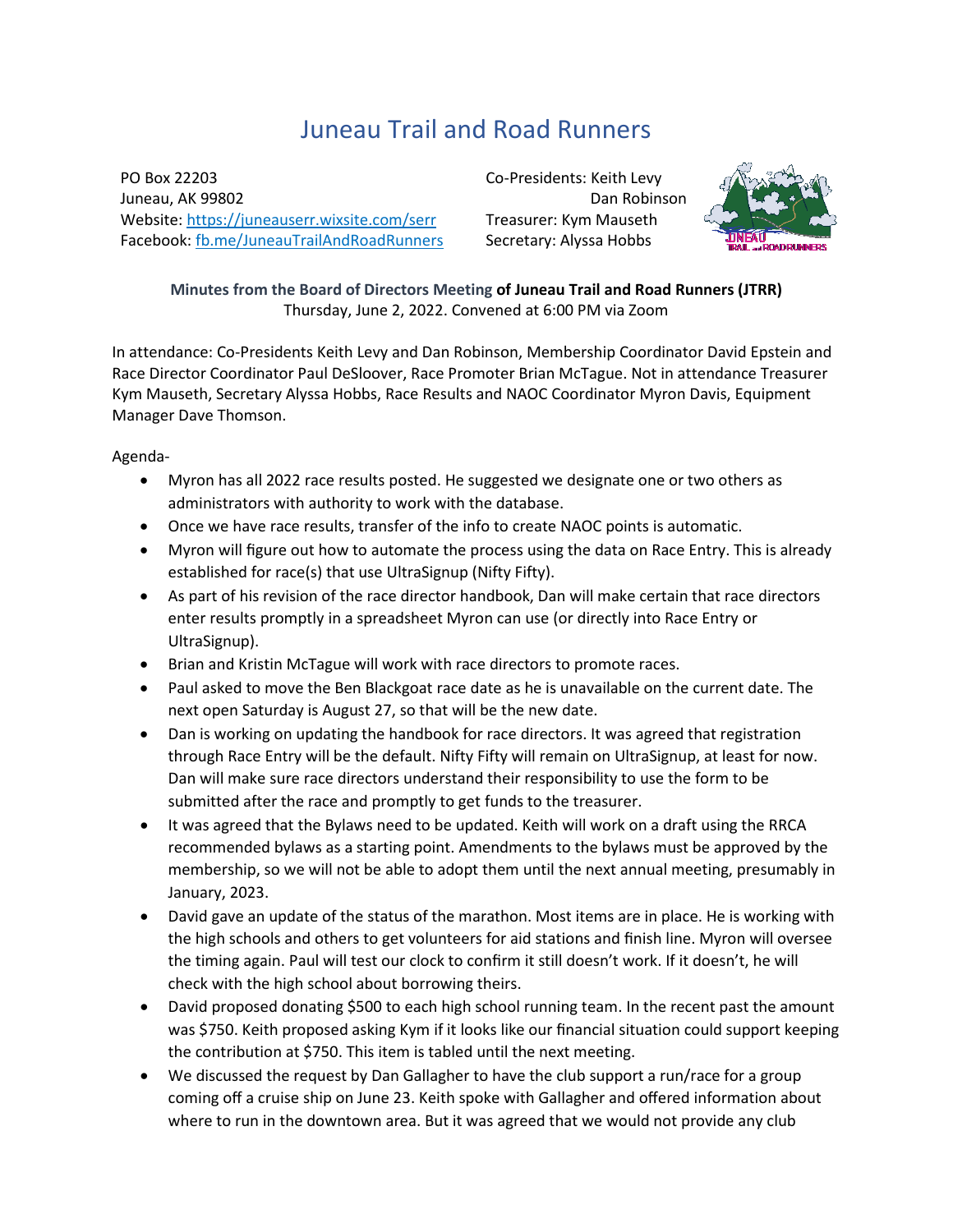# Juneau Trail and Road Runners

PO Box 22203
Juneau, AK 99802
Website: https://juneauserr.wixsite.com/serr
Facebook: fb.me/JuneauTrailAndRoadRunners

Co-Presidents: Keith Levy
Dan Robinson
Treasurer: Kym Mauseth
Secretary: Alyssa Hobbs

**Minutes from the Board of Directors Meeting of Juneau Trail and Road Runners (JTRR)**
Thursday, June 2, 2022. Convened at 6:00 PM via Zoom

In attendance: Co-Presidents Keith Levy and Dan Robinson, Membership Coordinator David Epstein and Race Director Coordinator Paul DeSloover, Race Promoter Brian McTague. Not in attendance Treasurer Kym Mauseth, Secretary Alyssa Hobbs, Race Results and NAOC Coordinator Myron Davis, Equipment Manager Dave Thomson.

Agenda-

- Myron has all 2022 race results posted. He suggested we designate one or two others as administrators with authority to work with the database.
- Once we have race results, transfer of the info to create NAOC points is automatic.
- Myron will figure out how to automate the process using the data on Race Entry. This is already established for race(s) that use UltraSignup (Nifty Fifty).
- As part of his revision of the race director handbook, Dan will make certain that race directors enter results promptly in a spreadsheet Myron can use (or directly into Race Entry or UltraSignup).
- Brian and Kristin McTague will work with race directors to promote races.
- Paul asked to move the Ben Blackgoat race date as he is unavailable on the current date. The next open Saturday is August 27, so that will be the new date.
- Dan is working on updating the handbook for race directors. It was agreed that registration through Race Entry will be the default. Nifty Fifty will remain on UltraSignup, at least for now. Dan will make sure race directors understand their responsibility to use the form to be submitted after the race and promptly to get funds to the treasurer.
- It was agreed that the Bylaws need to be updated. Keith will work on a draft using the RRCA recommended bylaws as a starting point. Amendments to the bylaws must be approved by the membership, so we will not be able to adopt them until the next annual meeting, presumably in January, 2023.
- David gave an update of the status of the marathon. Most items are in place. He is working with the high schools and others to get volunteers for aid stations and finish line. Myron will oversee the timing again. Paul will test our clock to confirm it still doesn't work. If it doesn't, he will check with the high school about borrowing theirs.
- David proposed donating $500 to each high school running team. In the recent past the amount was $750. Keith proposed asking Kym if it looks like our financial situation could support keeping the contribution at $750. This item is tabled until the next meeting.
- We discussed the request by Dan Gallagher to have the club support a run/race for a group coming off a cruise ship on June 23. Keith spoke with Gallagher and offered information about where to run in the downtown area. But it was agreed that we would not provide any club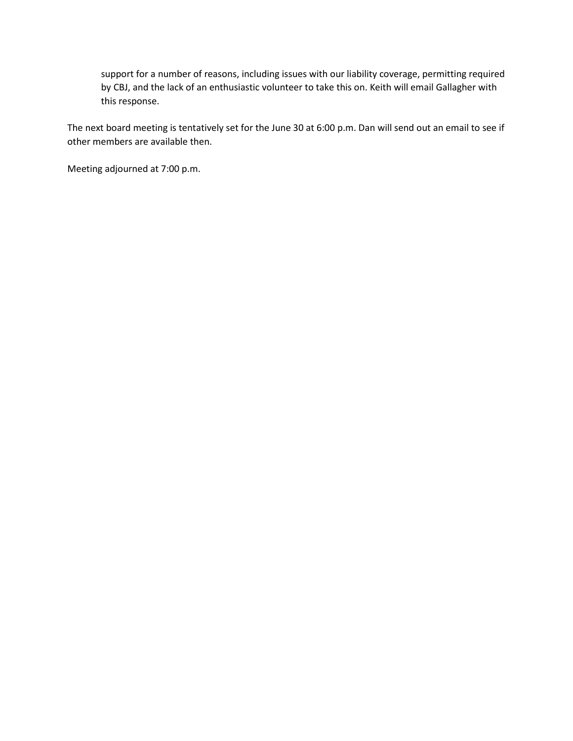support for a number of reasons, including issues with our liability coverage, permitting required by CBJ, and the lack of an enthusiastic volunteer to take this on. Keith will email Gallagher with this response.

The next board meeting is tentatively set for the June 30 at 6:00 p.m. Dan will send out an email to see if other members are available then.

Meeting adjourned at 7:00 p.m.